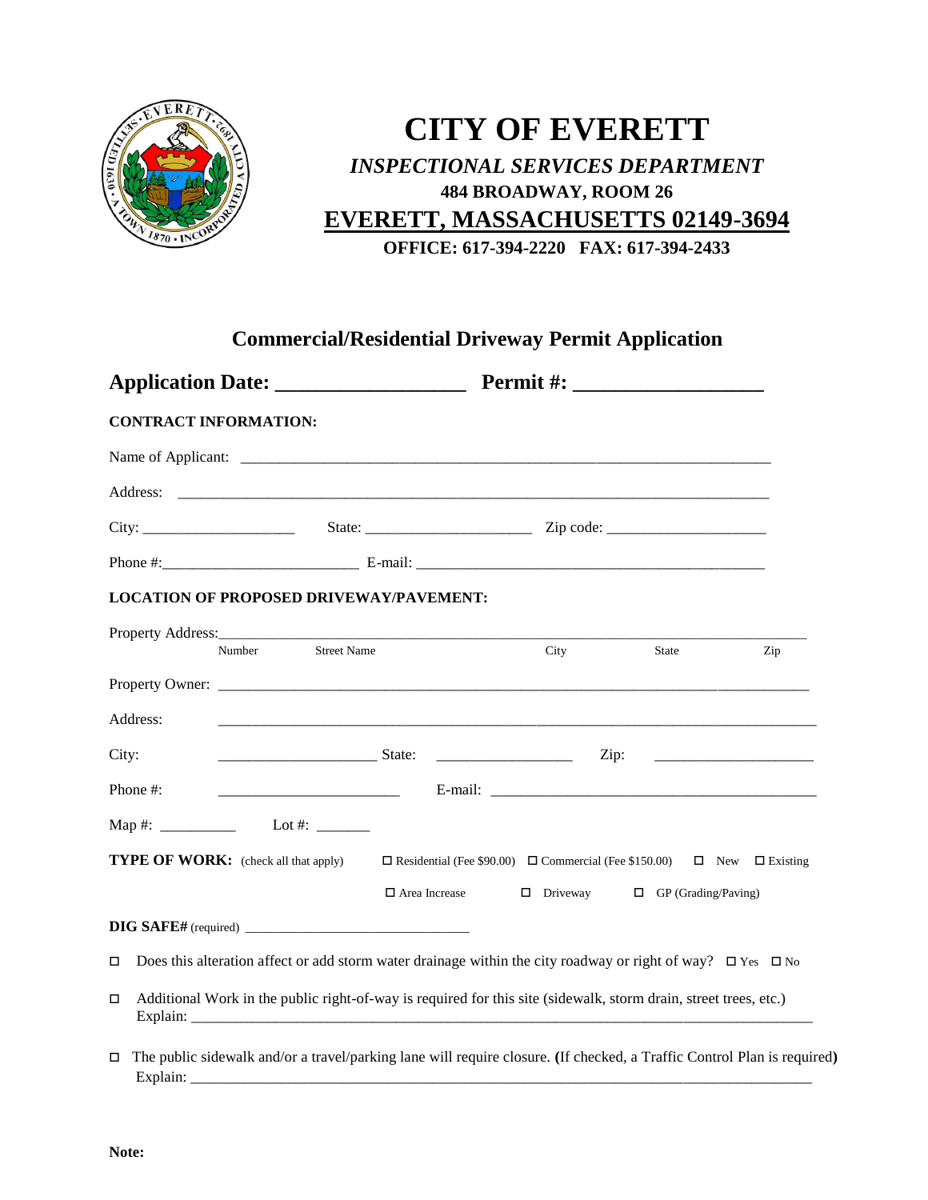# CITY OF EVERETT

***INSPECTIONAL SERVICES DEPARTMENT***

**484 BROADWAY, ROOM 26**

**EVERETT, MASSACHUSETTS 02149-3694**

**OFFICE: 617-394-2220 FAX: 617-394-2433**

## Commercial/Residential Driveway Permit Application

**Application Date: ________________ Permit #: ________________**

**CONTRACT INFORMATION:**

Name of Applicant: ______________________________________________________________

Address: ______________________________________________________________________

City: ___________________ State: ____________________ Zip code: ___________________

Phone #:_______________________ E-mail: ___________________________________________

**LOCATION OF PROPOSED DRIVEWAY/PAVEMENT:**

Property Address:___________________________________________________________________

Number Street Name City State Zip

Property Owner: ____________________________________________________________________

Address: _________________________________________________________________________

City: ____________________ State: ________________ Zip: ____________________

Phone #: ______________________ E-mail: _______________________________________

Map #: __________ Lot #: _______

**TYPE OF WORK:** (check all that apply) ☐ Residential (Fee $90.00) ☐ Commercial (Fee $150.00) ☐ New ☐ Existing

☐ Area Increase ☐ Driveway ☐ GP (Grading/Paving)

**DIG SAFE#** (required) ______________________________

☐ Does this alteration affect or add storm water drainage within the city roadway or right of way? ☐ Yes ☐ No

☐ Additional Work in the public right-of-way is required for this site (sidewalk, storm drain, street trees, etc.)
Explain: ______________________________________________________________________________

☐ The public sidewalk and/or a travel/parking lane will require closure. **(**If checked, a Traffic Control Plan is required**)**
Explain: ______________________________________________________________________________

**Note:**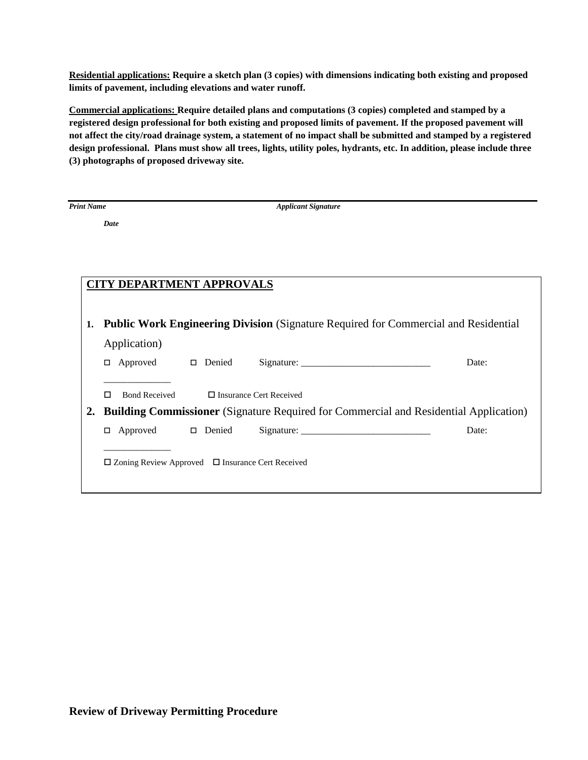**<u>Residential applications:</u> Require a sketch plan (3 copies) with dimensions indicating both existing and proposed limits of pavement, including elevations and water runoff.**

**<u>Commercial applications:</u> Require detailed plans and computations (3 copies) completed and stamped by a registered design professional for both existing and proposed limits of pavement. If the proposed pavement will not affect the city/road drainage system, a statement of no impact shall be submitted and stamped by a registered design professional. Plans must show all trees, lights, utility poles, hydrants, etc. In addition, please include three (3) photographs of proposed driveway site.**

***Print Name*** ***Applicant Signature***

***Date***

**<u>CITY DEPARTMENT APPROVALS</u>**

1. **Public Work Engineering Division** (Signature Required for Commercial and Residential Application)

   ☐ Approved ☐ Denied Signature: ___________________________ Date: ______________

   ☐ Bond Received ☐ Insurance Cert Received

2. **Building Commissioner** (Signature Required for Commercial and Residential Application)

   ☐ Approved ☐ Denied Signature: ___________________________ Date: ______________

   ☐ Zoning Review Approved ☐ Insurance Cert Received

**Review of Driveway Permitting Procedure**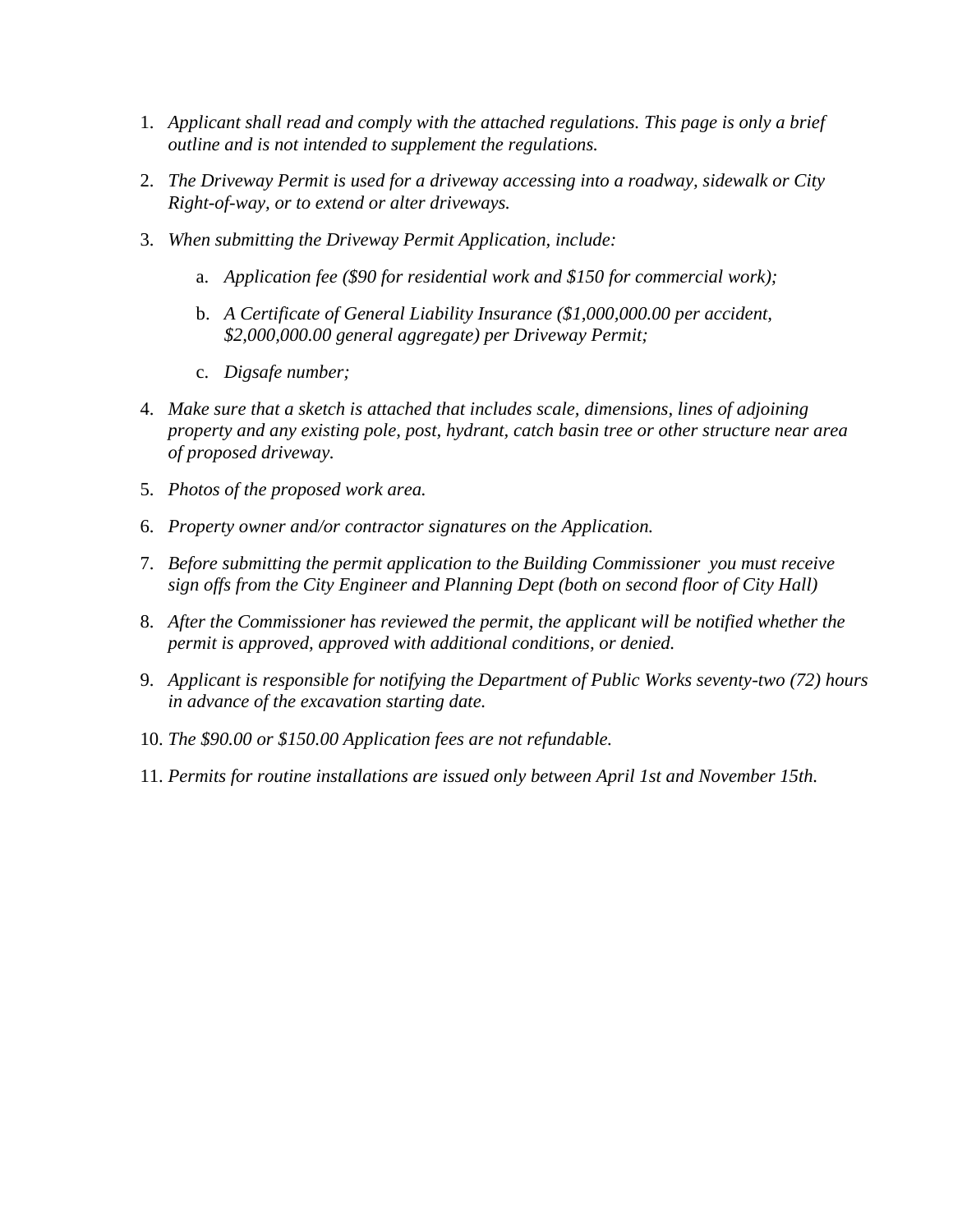1. *Applicant shall read and comply with the attached regulations. This page is only a brief outline and is not intended to supplement the regulations.*

2. *The Driveway Permit is used for a driveway accessing into a roadway, sidewalk or City Right-of-way, or to extend or alter driveways.*

3. *When submitting the Driveway Permit Application, include:*

   a. *Application fee ($90 for residential work and $150 for commercial work);*

   b. *A Certificate of General Liability Insurance ($1,000,000.00 per accident, $2,000,000.00 general aggregate) per Driveway Permit;*

   c. *Digsafe number;*

4. *Make sure that a sketch is attached that includes scale, dimensions, lines of adjoining property and any existing pole, post, hydrant, catch basin tree or other structure near area of proposed driveway.*

5. *Photos of the proposed work area.*

6. *Property owner and/or contractor signatures on the Application.*

7. *Before submitting the permit application to the Building Commissioner you must receive sign offs from the City Engineer and Planning Dept (both on second floor of City Hall)*

8. *After the Commissioner has reviewed the permit, the applicant will be notified whether the permit is approved, approved with additional conditions, or denied.*

9. *Applicant is responsible for notifying the Department of Public Works seventy-two (72) hours in advance of the excavation starting date.*

10. *The $90.00 or $150.00 Application fees are not refundable.*

11. *Permits for routine installations are issued only between April 1st and November 15th.*